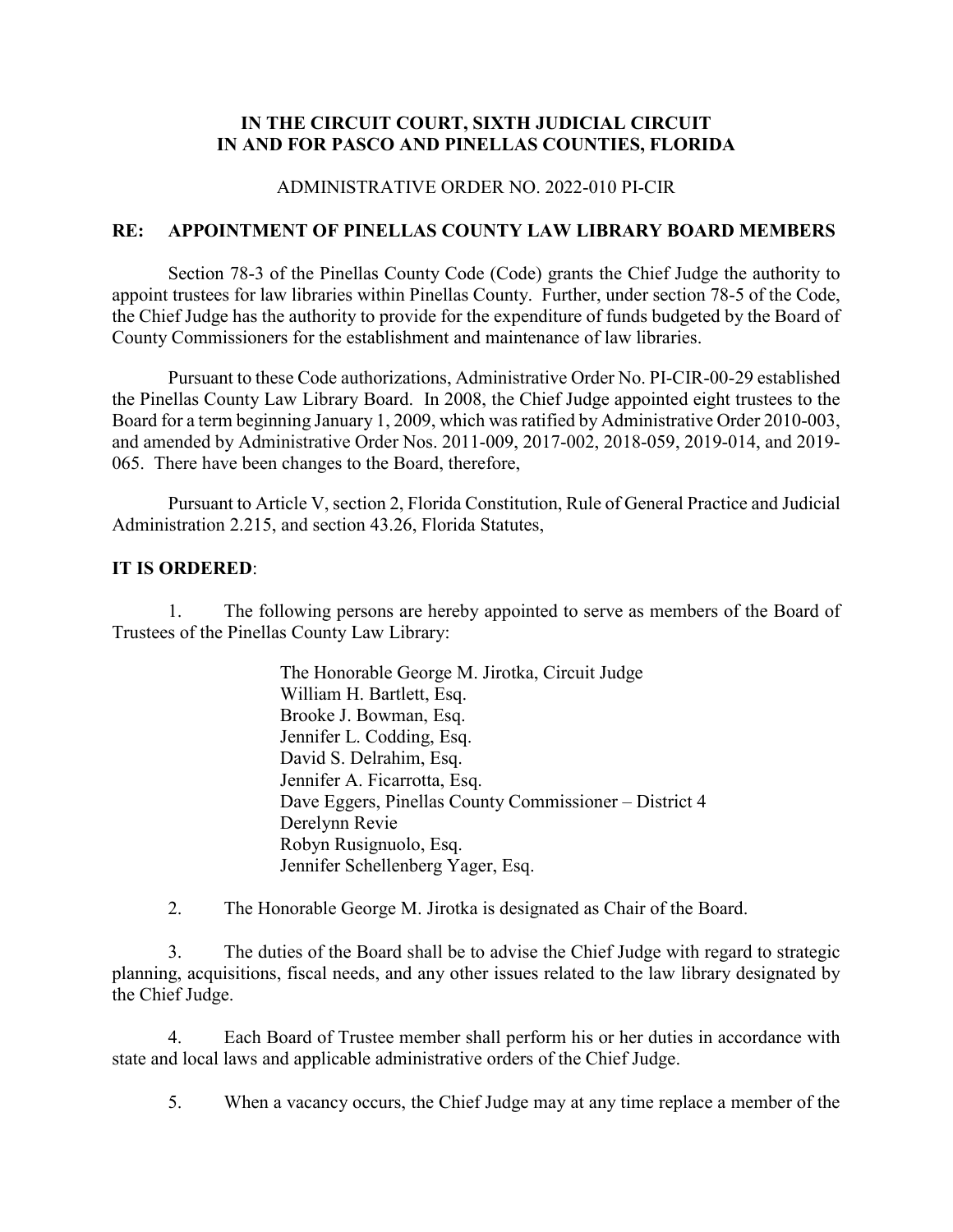**IN THE CIRCUIT COURT, SIXTH JUDICIAL CIRCUIT**
**IN AND FOR PASCO AND PINELLAS COUNTIES, FLORIDA**

ADMINISTRATIVE ORDER NO. 2022-010 PI-CIR

**RE: APPOINTMENT OF PINELLAS COUNTY LAW LIBRARY BOARD MEMBERS**

Section 78-3 of the Pinellas County Code (Code) grants the Chief Judge the authority to appoint trustees for law libraries within Pinellas County. Further, under section 78-5 of the Code, the Chief Judge has the authority to provide for the expenditure of funds budgeted by the Board of County Commissioners for the establishment and maintenance of law libraries.

Pursuant to these Code authorizations, Administrative Order No. PI-CIR-00-29 established the Pinellas County Law Library Board. In 2008, the Chief Judge appointed eight trustees to the Board for a term beginning January 1, 2009, which was ratified by Administrative Order 2010-003, and amended by Administrative Order Nos. 2011-009, 2017-002, 2018-059, 2019-014, and 2019-065. There have been changes to the Board, therefore,

Pursuant to Article V, section 2, Florida Constitution, Rule of General Practice and Judicial Administration 2.215, and section 43.26, Florida Statutes,

**IT IS ORDERED**:

1. The following persons are hereby appointed to serve as members of the Board of Trustees of the Pinellas County Law Library:

   The Honorable George M. Jirotka, Circuit Judge
   William H. Bartlett, Esq.
   Brooke J. Bowman, Esq.
   Jennifer L. Codding, Esq.
   David S. Delrahim, Esq.
   Jennifer A. Ficarrotta, Esq.
   Dave Eggers, Pinellas County Commissioner – District 4
   Derelynn Revie
   Robyn Rusignuolo, Esq.
   Jennifer Schellenberg Yager, Esq.

2. The Honorable George M. Jirotka is designated as Chair of the Board.

3. The duties of the Board shall be to advise the Chief Judge with regard to strategic planning, acquisitions, fiscal needs, and any other issues related to the law library designated by the Chief Judge.

4. Each Board of Trustee member shall perform his or her duties in accordance with state and local laws and applicable administrative orders of the Chief Judge.

5. When a vacancy occurs, the Chief Judge may at any time replace a member of the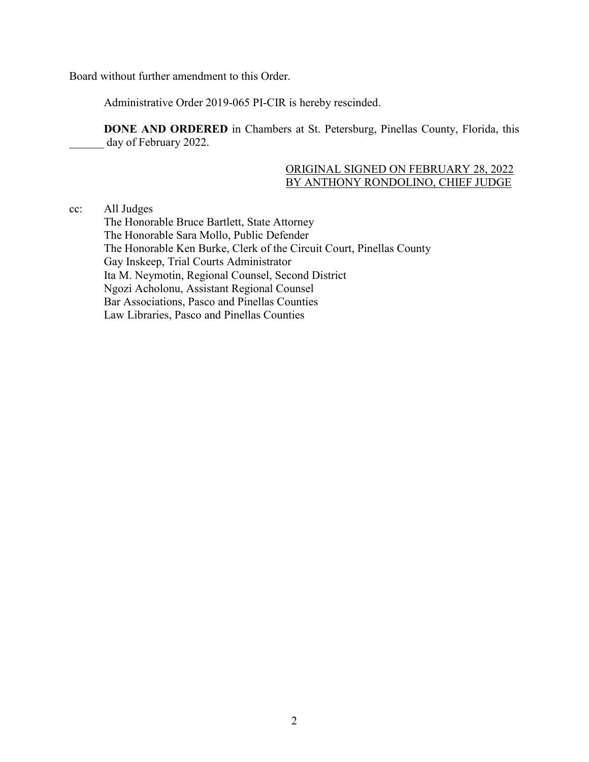Board without further amendment to this Order.

Administrative Order 2019-065 PI-CIR is hereby rescinded.

**DONE AND ORDERED** in Chambers at St. Petersburg, Pinellas County, Florida, this ______ day of February 2022.

ORIGINAL SIGNED ON FEBRUARY 28, 2022
BY ANTHONY RONDOLINO, CHIEF JUDGE

cc: All Judges
The Honorable Bruce Bartlett, State Attorney
The Honorable Sara Mollo, Public Defender
The Honorable Ken Burke, Clerk of the Circuit Court, Pinellas County
Gay Inskeep, Trial Courts Administrator
Ita M. Neymotin, Regional Counsel, Second District
Ngozi Acholonu, Assistant Regional Counsel
Bar Associations, Pasco and Pinellas Counties
Law Libraries, Pasco and Pinellas Counties